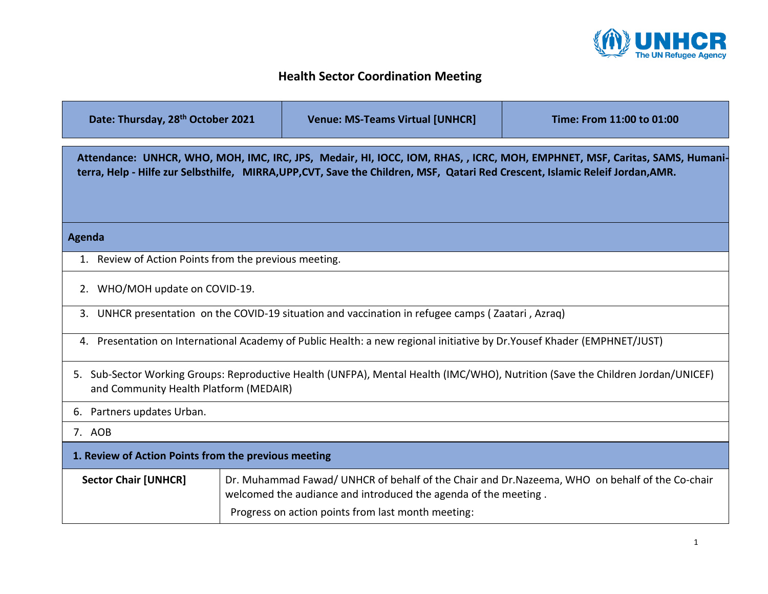# Health Sector Coordination Meeting

| Date: Thursday, 28th October 2021 | Venue: MS-Teams Virtual [UNHCR] | Time: From 11:00 to 01:00 |
|---|---|---|

**Attendance: UNHCR, WHO, MOH, IMC, IRC, JPS, Medair, HI, IOCC, IOM, RHAS, , ICRC, MOH, EMPHNET, MSF, Caritas, SAMS, Humani-terra, Help - Hilfe zur Selbsthilfe, MIRRA,UPP,CVT, Save the Children, MSF, Qatari Red Crescent, Islamic Releif Jordan,AMR.**

**Agenda**

1. Review of Action Points from the previous meeting.
2. WHO/MOH update on COVID-19.
3. UNHCR presentation on the COVID-19 situation and vaccination in refugee camps ( Zaatari , Azraq)
4. Presentation on International Academy of Public Health: a new regional initiative by Dr.Yousef Khader (EMPHNET/JUST)
5. Sub-Sector Working Groups: Reproductive Health (UNFPA), Mental Health (IMC/WHO), Nutrition (Save the Children Jordan/UNICEF) and Community Health Platform (MEDAIR)
6. Partners updates Urban.
7. AOB

**1. Review of Action Points from the previous meeting**

| **Sector Chair [UNHCR]** | Dr. Muhammad Fawad/ UNHCR of behalf of the Chair and Dr.Nazeema, WHO on behalf of the Co-chair welcomed the audiance and introduced the agenda of the meeting .<br>Progress on action points from last month meeting: |
|---|---|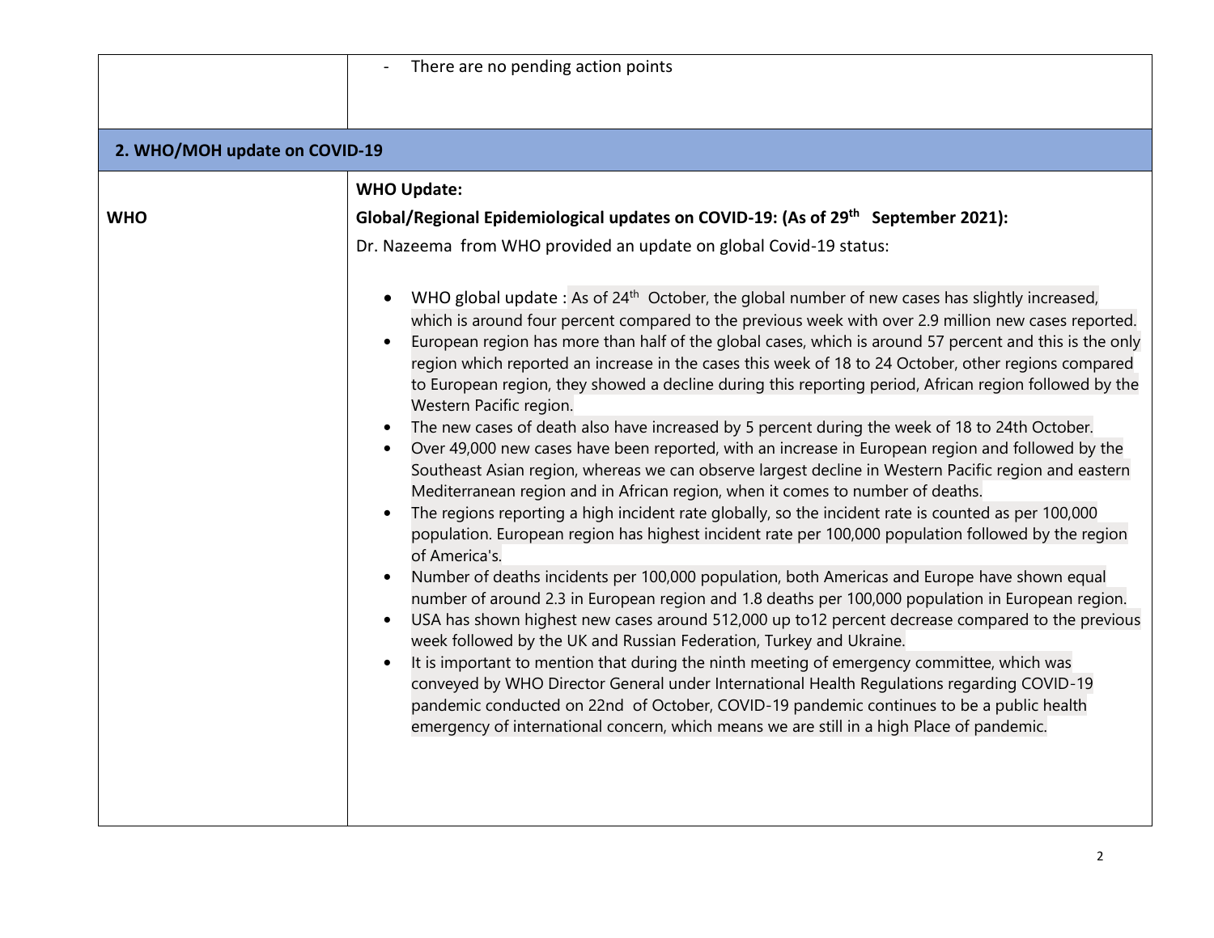| | |
|---|---|
| | - There are no pending action points |
| **2. WHO/MOH update on COVID-19** | |
| **WHO** | **WHO Update:**<br><br>**Global/Regional Epidemiological updates on COVID-19: (As of 29th September 2021):**<br><br>Dr. Nazeema from WHO provided an update on global Covid-19 status:<br><br>• WHO global update : As of 24th October, the global number of new cases has slightly increased, which is around four percent compared to the previous week with over 2.9 million new cases reported.<br>• European region has more than half of the global cases, which is around 57 percent and this is the only region which reported an increase in the cases this week of 18 to 24 October, other regions compared to European region, they showed a decline during this reporting period, African region followed by the Western Pacific region.<br>• The new cases of death also have increased by 5 percent during the week of 18 to 24th October.<br>• Over 49,000 new cases have been reported, with an increase in European region and followed by the Southeast Asian region, whereas we can observe largest decline in Western Pacific region and eastern Mediterranean region and in African region, when it comes to number of deaths.<br>• The regions reporting a high incident rate globally, so the incident rate is counted as per 100,000 population. European region has highest incident rate per 100,000 population followed by the region of America's.<br>• Number of deaths incidents per 100,000 population, both Americas and Europe have shown equal number of around 2.3 in European region and 1.8 deaths per 100,000 population in European region.<br>• USA has shown highest new cases around 512,000 up to12 percent decrease compared to the previous week followed by the UK and Russian Federation, Turkey and Ukraine.<br>• It is important to mention that during the ninth meeting of emergency committee, which was conveyed by WHO Director General under International Health Regulations regarding COVID-19 pandemic conducted on 22nd of October, COVID-19 pandemic continues to be a public health emergency of international concern, which means we are still in a high Place of pandemic. |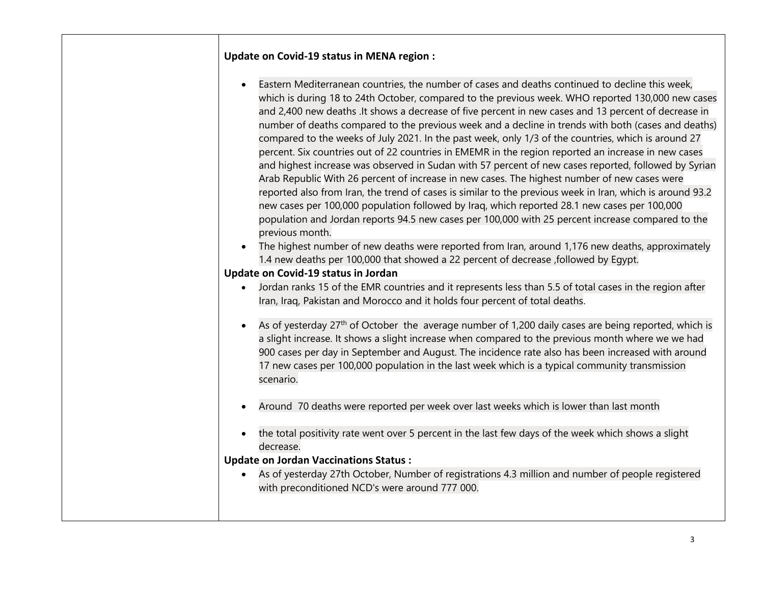**Update on Covid-19 status in MENA region :**

- Eastern Mediterranean countries, the number of cases and deaths continued to decline this week, which is during 18 to 24th October, compared to the previous week. WHO reported 130,000 new cases and 2,400 new deaths .It shows a decrease of five percent in new cases and 13 percent of decrease in number of deaths compared to the previous week and a decline in trends with both (cases and deaths) compared to the weeks of July 2021. In the past week, only 1/3 of the countries, which is around 27 percent. Six countries out of 22 countries in EMEMR in the region reported an increase in new cases and highest increase was observed in Sudan with 57 percent of new cases reported, followed by Syrian Arab Republic With 26 percent of increase in new cases. The highest number of new cases were reported also from Iran, the trend of cases is similar to the previous week in Iran, which is around 93.2 new cases per 100,000 population followed by Iraq, which reported 28.1 new cases per 100,000 population and Jordan reports 94.5 new cases per 100,000 with 25 percent increase compared to the previous month.
- The highest number of new deaths were reported from Iran, around 1,176 new deaths, approximately 1.4 new deaths per 100,000 that showed a 22 percent of decrease ,followed by Egypt.

**Update on Covid-19 status in Jordan**

- Jordan ranks 15 of the EMR countries and it represents less than 5.5 of total cases in the region after Iran, Iraq, Pakistan and Morocco and it holds four percent of total deaths.
- As of yesterday 27th of October the average number of 1,200 daily cases are being reported, which is a slight increase. It shows a slight increase when compared to the previous month where we we had 900 cases per day in September and August. The incidence rate also has been increased with around 17 new cases per 100,000 population in the last week which is a typical community transmission scenario.
- Around 70 deaths were reported per week over last weeks which is lower than last month
- the total positivity rate went over 5 percent in the last few days of the week which shows a slight decrease.

**Update on Jordan Vaccinations Status :**

- As of yesterday 27th October, Number of registrations 4.3 million and number of people registered with preconditioned NCD's were around 777 000.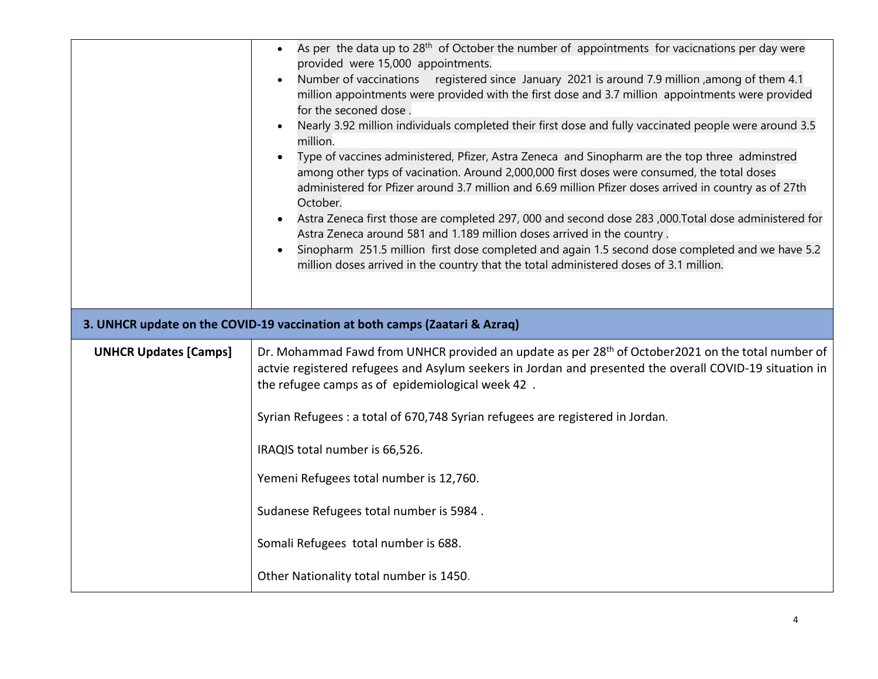| | |
|---|---|
| | • As per the data up to 28th of October the number of appointments for vacicnations per day were provided were 15,000 appointments.<br>• Number of vaccinations registered since January 2021 is around 7.9 million ,among of them 4.1 million appointments were provided with the first dose and 3.7 million appointments were provided for the seconed dose .<br>• Nearly 3.92 million individuals completed their first dose and fully vaccinated people were around 3.5 million.<br>• Type of vaccines administered, Pfizer, Astra Zeneca and Sinopharm are the top three adminstred among other typs of vacination. Around 2,000,000 first doses were consumed, the total doses administered for Pfizer around 3.7 million and 6.69 million Pfizer doses arrived in country as of 27th October.<br>• Astra Zeneca first those are completed 297, 000 and second dose 283 ,000.Total dose administered for Astra Zeneca around 581 and 1.189 million doses arrived in the country .<br>• Sinopharm 251.5 million first dose completed and again 1.5 second dose completed and we have 5.2 million doses arrived in the country that the total administered doses of 3.1 million. |
| **3. UNHCR update on the COVID-19 vaccination at both camps (Zaatari & Azraq)** | |
| **UNHCR Updates [Camps]** | Dr. Mohammad Fawd from UNHCR provided an update as per 28th of October2021 on the total number of actvie registered refugees and Asylum seekers in Jordan and presented the overall COVID-19 situation in the refugee camps as of epidemiological week 42 .<br><br>Syrian Refugees : a total of 670,748 Syrian refugees are registered in Jordan.<br><br>IRAQIS total number is 66,526.<br><br>Yemeni Refugees total number is 12,760.<br><br>Sudanese Refugees total number is 5984 .<br><br>Somali Refugees total number is 688.<br><br>Other Nationality total number is 1450. |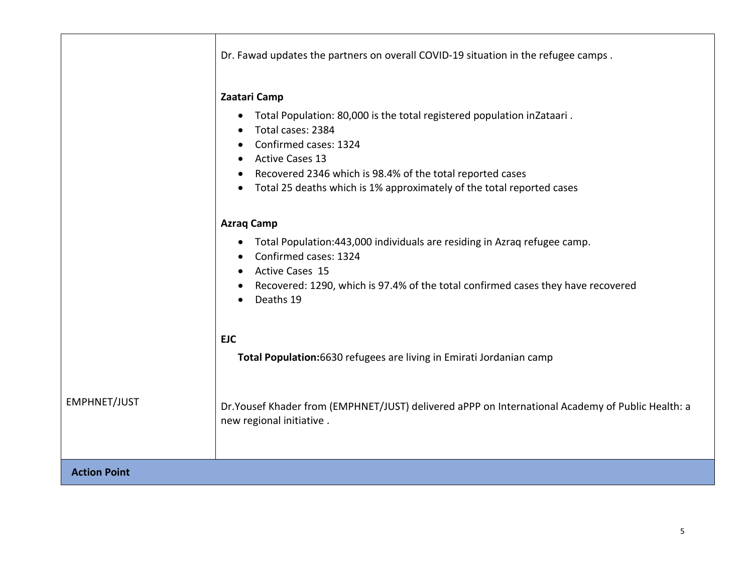| | |
|---|---|
| | Dr. Fawad updates the partners on overall COVID-19 situation in the refugee camps .<br><br>**Zaatari Camp**<br>• Total Population: 80,000 is the total registered population inZataari .<br>• Total cases: 2384<br>• Confirmed cases: 1324<br>• Active Cases 13<br>• Recovered 2346 which is 98.4% of the total reported cases<br>• Total 25 deaths which is 1% approximately of the total reported cases<br><br>**Azraq Camp**<br>• Total Population:443,000 individuals are residing in Azraq refugee camp.<br>• Confirmed cases: 1324<br>• Active Cases 15<br>• Recovered: 1290, which is 97.4% of the total confirmed cases they have recovered<br>• Deaths 19<br><br>**EJC**<br>**Total Population:**6630 refugees are living in Emirati Jordanian camp |
| EMPHNET/JUST | Dr.Yousef Khader from (EMPHNET/JUST) delivered aPPP on International Academy of Public Health: a new regional initiative . |
| **Action Point** | |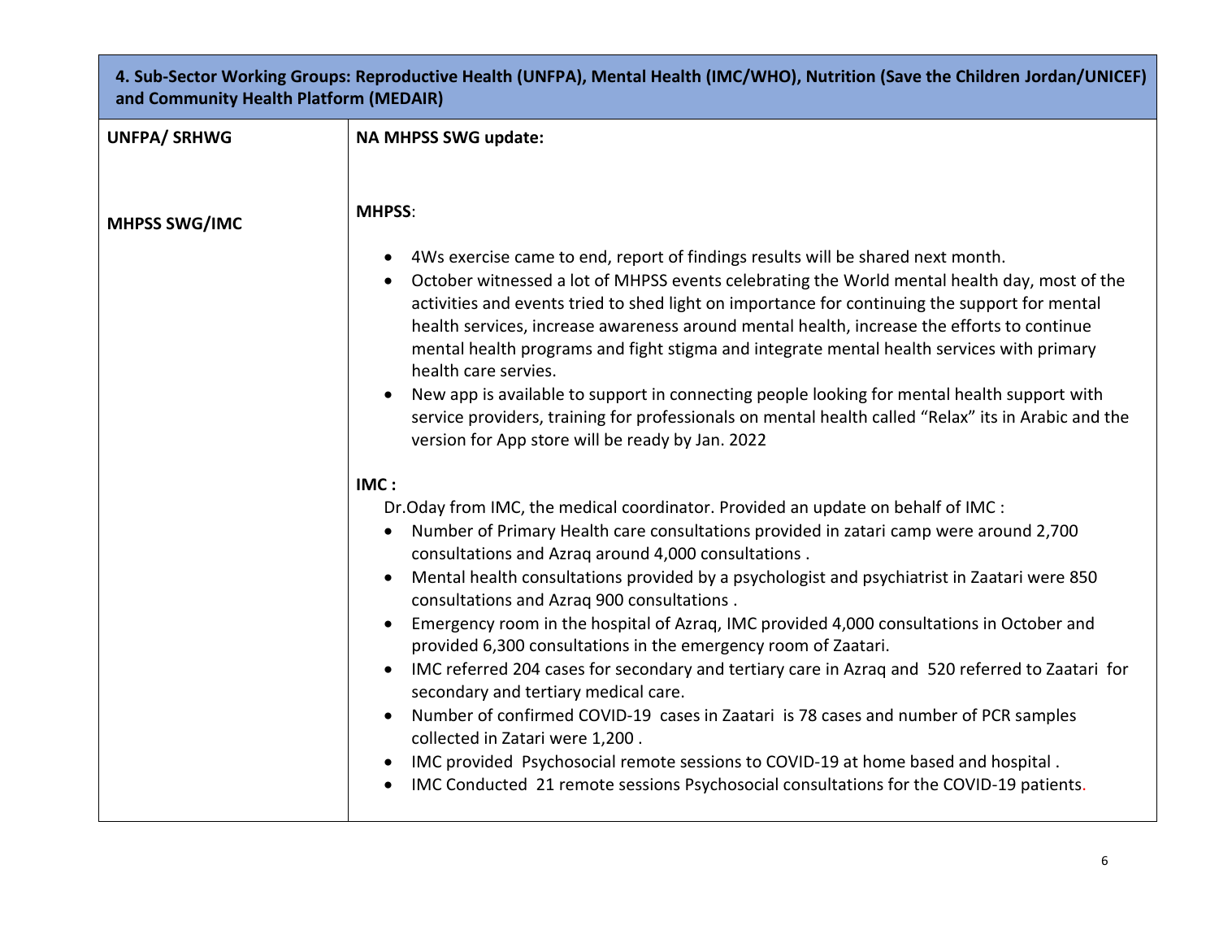| 4. Sub-Sector Working Groups: Reproductive Health (UNFPA), Mental Health (IMC/WHO), Nutrition (Save the Children Jordan/UNICEF) and Community Health Platform (MEDAIR) | |
|---|---|
| **UNFPA/ SRHWG**<br><br>**MHPSS SWG/IMC** | **NA MHPSS SWG update:**<br><br>**MHPSS**:<br>• 4Ws exercise came to end, report of findings results will be shared next month.<br>• October witnessed a lot of MHPSS events celebrating the World mental health day, most of the activities and events tried to shed light on importance for continuing the support for mental health services, increase awareness around mental health, increase the efforts to continue mental health programs and fight stigma and integrate mental health services with primary health care servies.<br>• New app is available to support in connecting people looking for mental health support with service providers, training for professionals on mental health called "Relax" its in Arabic and the version for App store will be ready by Jan. 2022<br><br>**IMC :**<br>Dr.Oday from IMC, the medical coordinator. Provided an update on behalf of IMC :<br>• Number of Primary Health care consultations provided in zatari camp were around 2,700 consultations and Azraq around 4,000 consultations .<br>• Mental health consultations provided by a psychologist and psychiatrist in Zaatari were 850 consultations and Azraq 900 consultations .<br>• Emergency room in the hospital of Azraq, IMC provided 4,000 consultations in October and provided 6,300 consultations in the emergency room of Zaatari.<br>• IMC referred 204 cases for secondary and tertiary care in Azraq and 520 referred to Zaatari for secondary and tertiary medical care.<br>• Number of confirmed COVID-19 cases in Zaatari is 78 cases and number of PCR samples collected in Zatari were 1,200 .<br>• IMC provided Psychosocial remote sessions to COVID-19 at home based and hospital .<br>• IMC Conducted 21 remote sessions Psychosocial consultations for the COVID-19 patients. |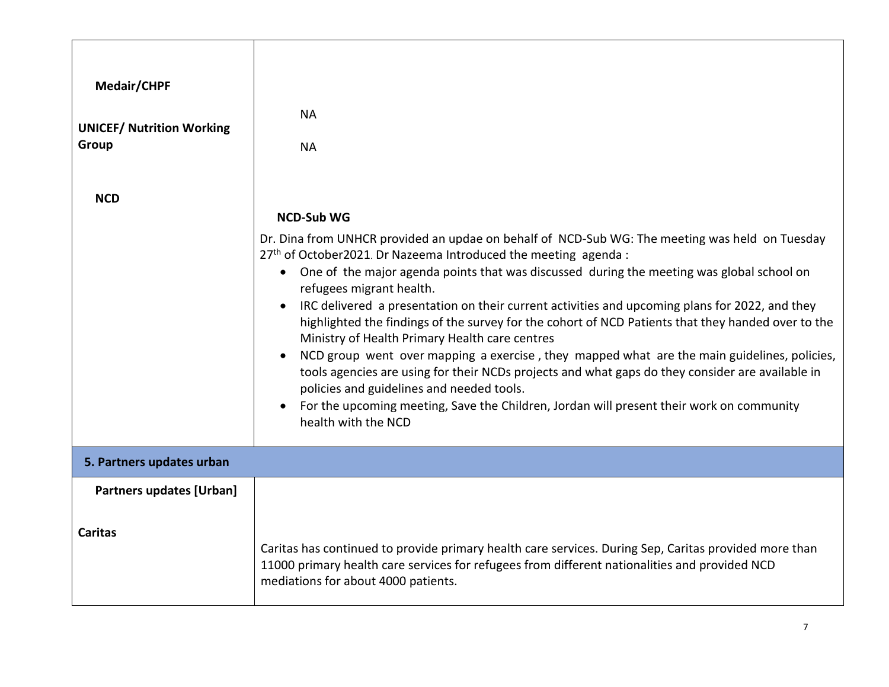| | |
|---|---|
| **Medair/CHPF** | NA |
| **UNICEF/ Nutrition Working Group** | NA |
| **NCD** | **NCD-Sub WG**<br><br>Dr. Dina from UNHCR provided an updae on behalf of NCD-Sub WG: The meeting was held on Tuesday 27th of October2021. Dr Nazeema Introduced the meeting agenda :<br>• One of the major agenda points that was discussed during the meeting was global school on refugees migrant health.<br>• IRC delivered a presentation on their current activities and upcoming plans for 2022, and they highlighted the findings of the survey for the cohort of NCD Patients that they handed over to the Ministry of Health Primary Health care centres<br>• NCD group went over mapping a exercise , they mapped what are the main guidelines, policies, tools agencies are using for their NCDs projects and what gaps do they consider are available in policies and guidelines and needed tools.<br>• For the upcoming meeting, Save the Children, Jordan will present their work on community health with the NCD |
| **5. Partners updates urban** | |
| **Partners updates [Urban]** | |
| **Caritas** | Caritas has continued to provide primary health care services. During Sep, Caritas provided more than 11000 primary health care services for refugees from different nationalities and provided NCD mediations for about 4000 patients. |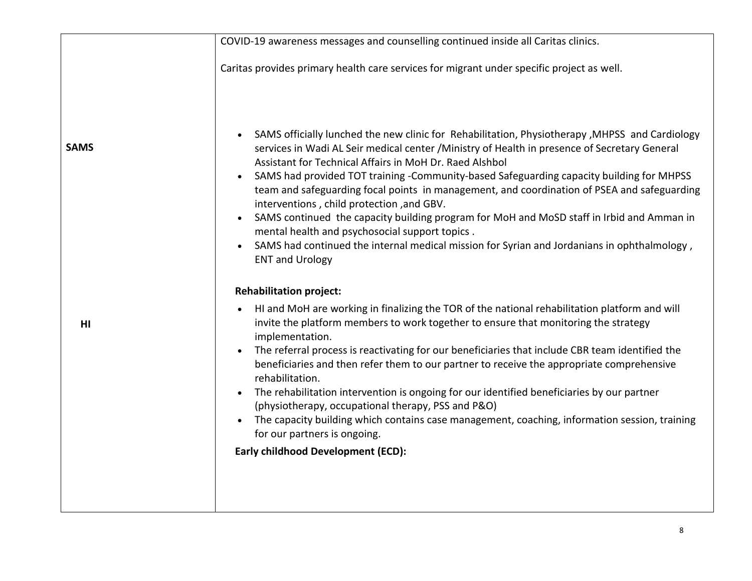| | |
|---|---|
| | COVID-19 awareness messages and counselling continued inside all Caritas clinics.<br><br>Caritas provides primary health care services for migrant under specific project as well. |
| **SAMS** | • SAMS officially lunched the new clinic for Rehabilitation, Physiotherapy ,MHPSS and Cardiology services in Wadi AL Seir medical center /Ministry of Health in presence of Secretary General Assistant for Technical Affairs in MoH Dr. Raed Alshbol<br>• SAMS had provided TOT training -Community-based Safeguarding capacity building for MHPSS team and safeguarding focal points in management, and coordination of PSEA and safeguarding interventions , child protection ,and GBV.<br>• SAMS continued the capacity building program for MoH and MoSD staff in Irbid and Amman in mental health and psychosocial support topics .<br>• SAMS had continued the internal medical mission for Syrian and Jordanians in ophthalmology , ENT and Urology |
| **HI** | **Rehabilitation project:**<br>• HI and MoH are working in finalizing the TOR of the national rehabilitation platform and will invite the platform members to work together to ensure that monitoring the strategy implementation.<br>• The referral process is reactivating for our beneficiaries that include CBR team identified the beneficiaries and then refer them to our partner to receive the appropriate comprehensive rehabilitation.<br>• The rehabilitation intervention is ongoing for our identified beneficiaries by our partner (physiotherapy, occupational therapy, PSS and P&O)<br>• The capacity building which contains case management, coaching, information session, training for our partners is ongoing.<br><br>**Early childhood Development (ECD):** |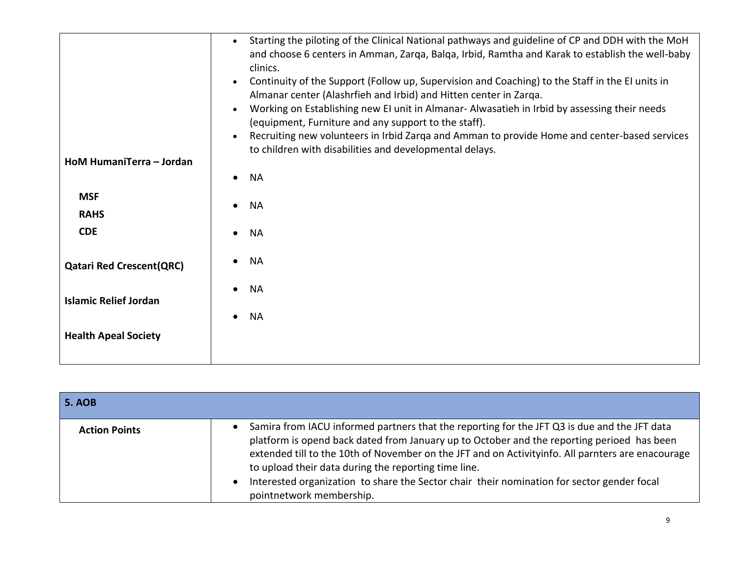| | |
|---|---|
| | • Starting the piloting of the Clinical National pathways and guideline of CP and DDH with the MoH and choose 6 centers in Amman, Zarqa, Balqa, Irbid, Ramtha and Karak to establish the well-baby clinics.<br>• Continuity of the Support (Follow up, Supervision and Coaching) to the Staff in the EI units in Almanar center (Alashrfieh and Irbid) and Hitten center in Zarqa.<br>• Working on Establishing new EI unit in Almanar- Alwasatieh in Irbid by assessing their needs (equipment, Furniture and any support to the staff).<br>• Recruiting new volunteers in Irbid Zarqa and Amman to provide Home and center-based services to children with disabilities and developmental delays. |
| **HoM HumaniTerra – Jordan** | • NA |
| **MSF** | • NA |
| **RAHS** | |
| **CDE** | • NA |
| **Qatari Red Crescent(QRC)** | • NA |
| **Islamic Relief Jordan** | • NA |
| **Health Apeal Society** | • NA |

| **5. AOB** | |
|---|---|
| **Action Points** | • Samira from IACU informed partners that the reporting for the JFT Q3 is due and the JFT data platform is opend back dated from January up to October and the reporting perioed has been extended till to the 10th of November on the JFT and on Activityinfo. All parnters are enacourage to upload their data during the reporting time line.<br>• Interested organization to share the Sector chair their nomination for sector gender focal pointnetwork membership. |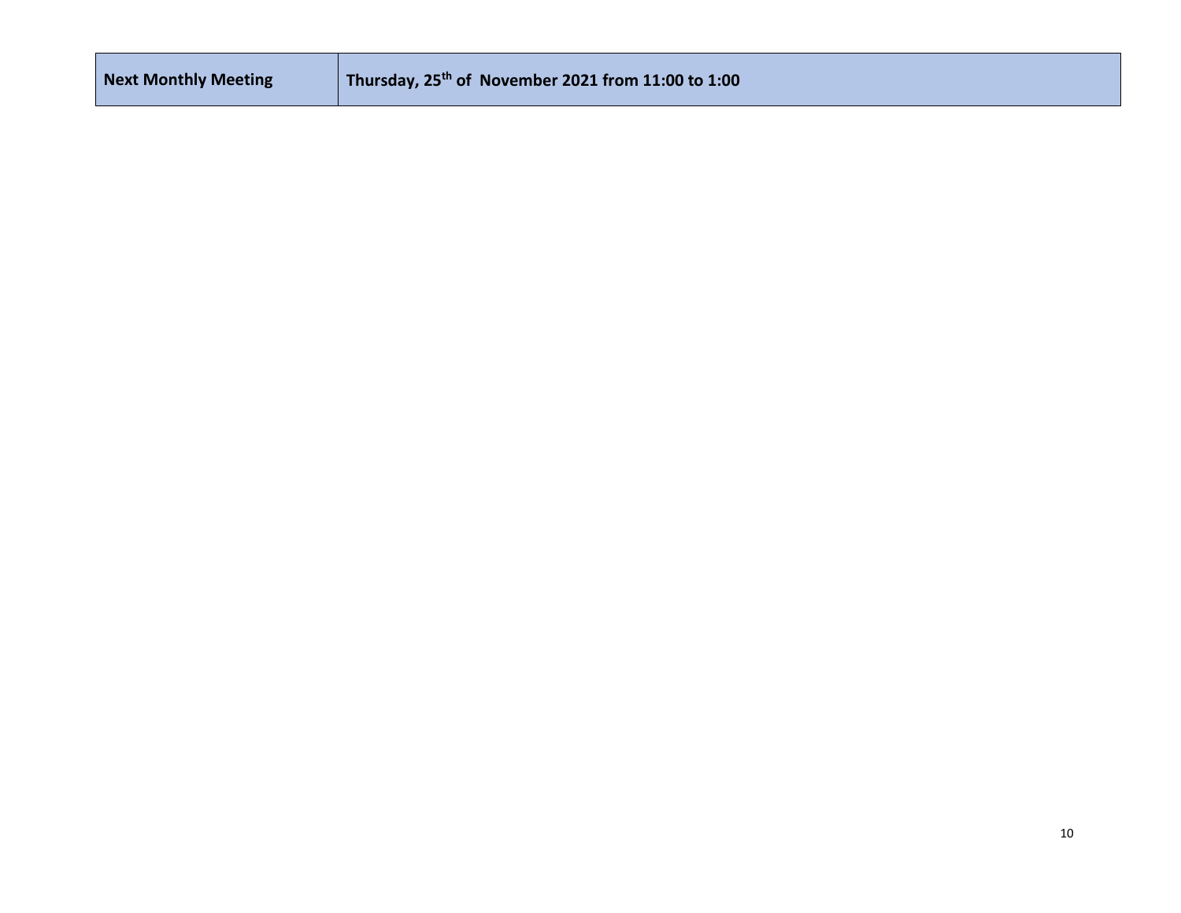| | |
|---|---|
| **Next Monthly Meeting** | **Thursday, 25th of November 2021 from 11:00 to 1:00** |